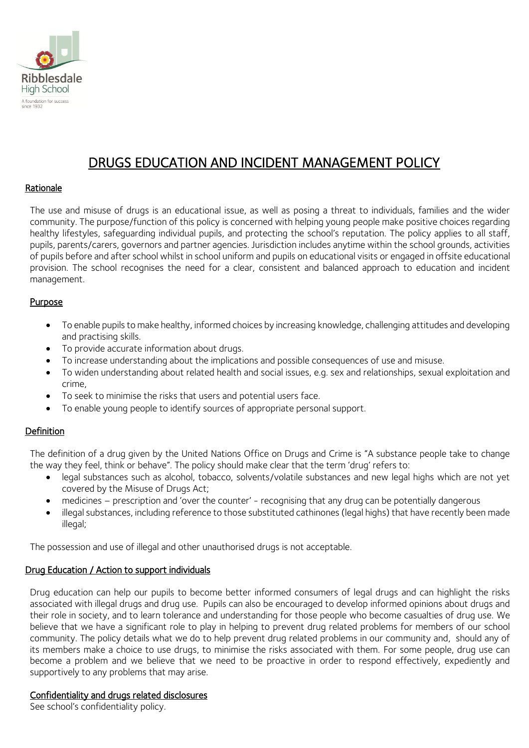Ribblesdale High School

A foundation for success since 1932

# DRUGS EDUCATION AND INCIDENT MANAGEMENT POLICY

## Rationale

The use and misuse of drugs is an educational issue, as well as posing a threat to individuals, families and the wider community. The purpose/function of this policy is concerned with helping young people make positive choices regarding healthy lifestyles, safeguarding individual pupils, and protecting the school's reputation. The policy applies to all staff, pupils, parents/carers, governors and partner agencies. Jurisdiction includes anytime within the school grounds, activities of pupils before and after school whilst in school uniform and pupils on educational visits or engaged in offsite educational provision. The school recognises the need for a clear, consistent and balanced approach to education and incident management.

## Purpose

- To enable pupils to make healthy, informed choices by increasing knowledge, challenging attitudes and developing and practising skills.
- To provide accurate information about drugs.
- To increase understanding about the implications and possible consequences of use and misuse.
- To widen understanding about related health and social issues, e.g. sex and relationships, sexual exploitation and crime,
- To seek to minimise the risks that users and potential users face.
- To enable young people to identify sources of appropriate personal support.

## Definition

The definition of a drug given by the United Nations Office on Drugs and Crime is "A substance people take to change the way they feel, think or behave". The policy should make clear that the term 'drug' refers to:

- legal substances such as alcohol, tobacco, solvents/volatile substances and new legal highs which are not yet covered by the Misuse of Drugs Act;
- medicines – prescription and 'over the counter' - recognising that any drug can be potentially dangerous
- illegal substances, including reference to those substituted cathinones (legal highs) that have recently been made illegal;

The possession and use of illegal and other unauthorised drugs is not acceptable.

## Drug Education / Action to support individuals

Drug education can help our pupils to become better informed consumers of legal drugs and can highlight the risks associated with illegal drugs and drug use. Pupils can also be encouraged to develop informed opinions about drugs and their role in society, and to learn tolerance and understanding for those people who become casualties of drug use. We believe that we have a significant role to play in helping to prevent drug related problems for members of our school community. The policy details what we do to help prevent drug related problems in our community and, should any of its members make a choice to use drugs, to minimise the risks associated with them. For some people, drug use can become a problem and we believe that we need to be proactive in order to respond effectively, expediently and supportively to any problems that may arise.

## Confidentiality and drugs related disclosures

See school's confidentiality policy.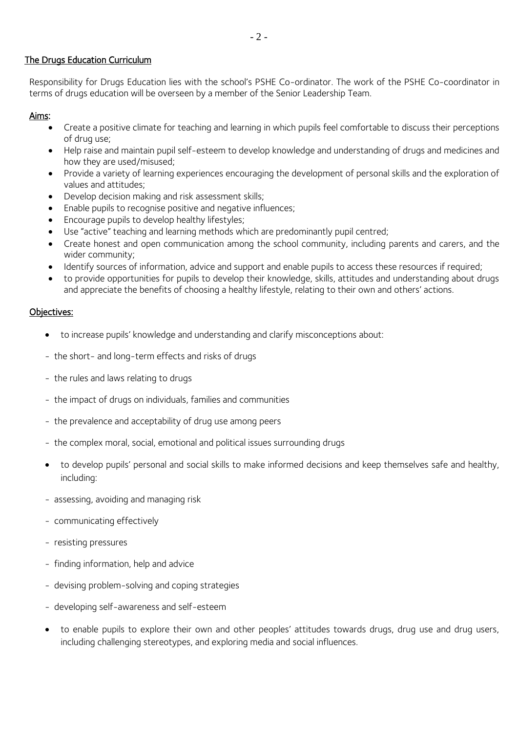## The Drugs Education Curriculum

Responsibility for Drugs Education lies with the school's PSHE Co-ordinator. The work of the PSHE Co-coordinator in terms of drugs education will be overseen by a member of the Senior Leadership Team.

### Aims:

- Create a positive climate for teaching and learning in which pupils feel comfortable to discuss their perceptions of drug use;
- Help raise and maintain pupil self-esteem to develop knowledge and understanding of drugs and medicines and how they are used/misused;
- Provide a variety of learning experiences encouraging the development of personal skills and the exploration of values and attitudes;
- Develop decision making and risk assessment skills;
- Enable pupils to recognise positive and negative influences;
- Encourage pupils to develop healthy lifestyles;
- Use "active" teaching and learning methods which are predominantly pupil centred;
- Create honest and open communication among the school community, including parents and carers, and the wider community;
- Identify sources of information, advice and support and enable pupils to access these resources if required;
- to provide opportunities for pupils to develop their knowledge, skills, attitudes and understanding about drugs and appreciate the benefits of choosing a healthy lifestyle, relating to their own and others' actions.

### Objectives:

- to increase pupils' knowledge and understanding and clarify misconceptions about:

  - the short- and long-term effects and risks of drugs
  - the rules and laws relating to drugs
  - the impact of drugs on individuals, families and communities
  - the prevalence and acceptability of drug use among peers
  - the complex moral, social, emotional and political issues surrounding drugs

- to develop pupils' personal and social skills to make informed decisions and keep themselves safe and healthy, including:

  - assessing, avoiding and managing risk
  - communicating effectively
  - resisting pressures
  - finding information, help and advice
  - devising problem-solving and coping strategies
  - developing self-awareness and self-esteem

- to enable pupils to explore their own and other peoples' attitudes towards drugs, drug use and drug users, including challenging stereotypes, and exploring media and social influences.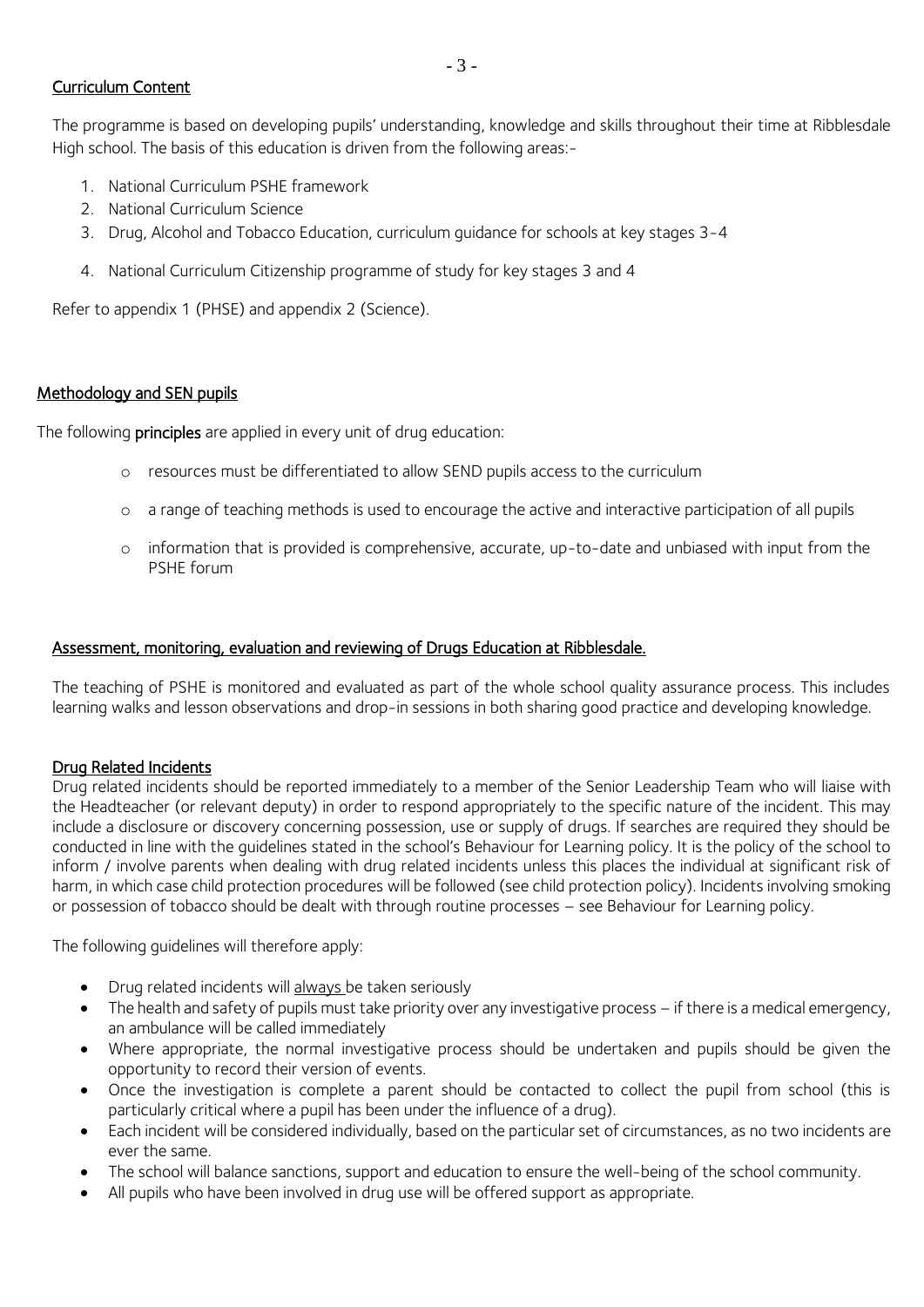## Curriculum Content

The programme is based on developing pupils' understanding, knowledge and skills throughout their time at Ribblesdale High school. The basis of this education is driven from the following areas:-

1. National Curriculum PSHE framework
2. National Curriculum Science
3. Drug, Alcohol and Tobacco Education, curriculum guidance for schools at key stages 3-4
4. National Curriculum Citizenship programme of study for key stages 3 and 4

Refer to appendix 1 (PHSE) and appendix 2 (Science).

## Methodology and SEN pupils

The following **principles** are applied in every unit of drug education:

- resources must be differentiated to allow SEND pupils access to the curriculum
- a range of teaching methods is used to encourage the active and interactive participation of all pupils
- information that is provided is comprehensive, accurate, up-to-date and unbiased with input from the PSHE forum

## Assessment, monitoring, evaluation and reviewing of Drugs Education at Ribblesdale.

The teaching of PSHE is monitored and evaluated as part of the whole school quality assurance process. This includes learning walks and lesson observations and drop-in sessions in both sharing good practice and developing knowledge.

## Drug Related Incidents

Drug related incidents should be reported immediately to a member of the Senior Leadership Team who will liaise with the Headteacher (or relevant deputy) in order to respond appropriately to the specific nature of the incident. This may include a disclosure or discovery concerning possession, use or supply of drugs. If searches are required they should be conducted in line with the guidelines stated in the school's Behaviour for Learning policy. It is the policy of the school to inform / involve parents when dealing with drug related incidents unless this places the individual at significant risk of harm, in which case child protection procedures will be followed (see child protection policy). Incidents involving smoking or possession of tobacco should be dealt with through routine processes – see Behaviour for Learning policy.

The following guidelines will therefore apply:

- Drug related incidents will <u>always</u> be taken seriously
- The health and safety of pupils must take priority over any investigative process – if there is a medical emergency, an ambulance will be called immediately
- Where appropriate, the normal investigative process should be undertaken and pupils should be given the opportunity to record their version of events.
- Once the investigation is complete a parent should be contacted to collect the pupil from school (this is particularly critical where a pupil has been under the influence of a drug).
- Each incident will be considered individually, based on the particular set of circumstances, as no two incidents are ever the same.
- The school will balance sanctions, support and education to ensure the well-being of the school community.
- All pupils who have been involved in drug use will be offered support as appropriate.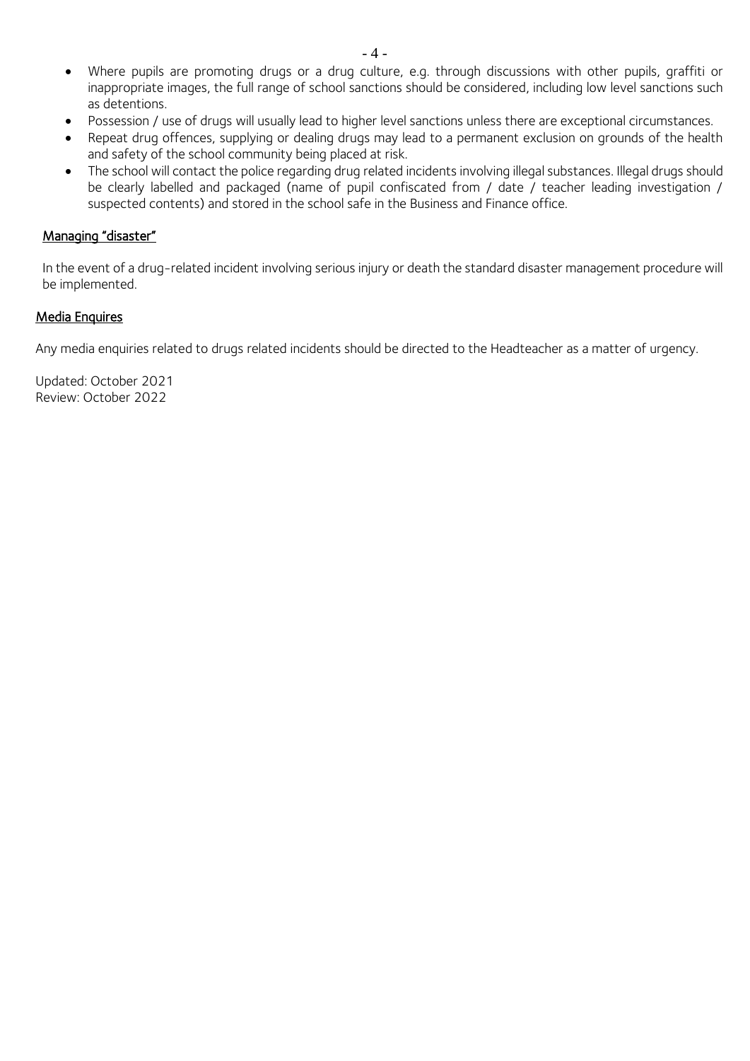- Where pupils are promoting drugs or a drug culture, e.g. through discussions with other pupils, graffiti or inappropriate images, the full range of school sanctions should be considered, including low level sanctions such as detentions.
- Possession / use of drugs will usually lead to higher level sanctions unless there are exceptional circumstances.
- Repeat drug offences, supplying or dealing drugs may lead to a permanent exclusion on grounds of the health and safety of the school community being placed at risk.
- The school will contact the police regarding drug related incidents involving illegal substances. Illegal drugs should be clearly labelled and packaged (name of pupil confiscated from / date / teacher leading investigation / suspected contents) and stored in the school safe in the Business and Finance office.

## Managing "disaster"

In the event of a drug-related incident involving serious injury or death the standard disaster management procedure will be implemented.

## Media Enquires

Any media enquiries related to drugs related incidents should be directed to the Headteacher as a matter of urgency.

Updated: October 2021
Review: October 2022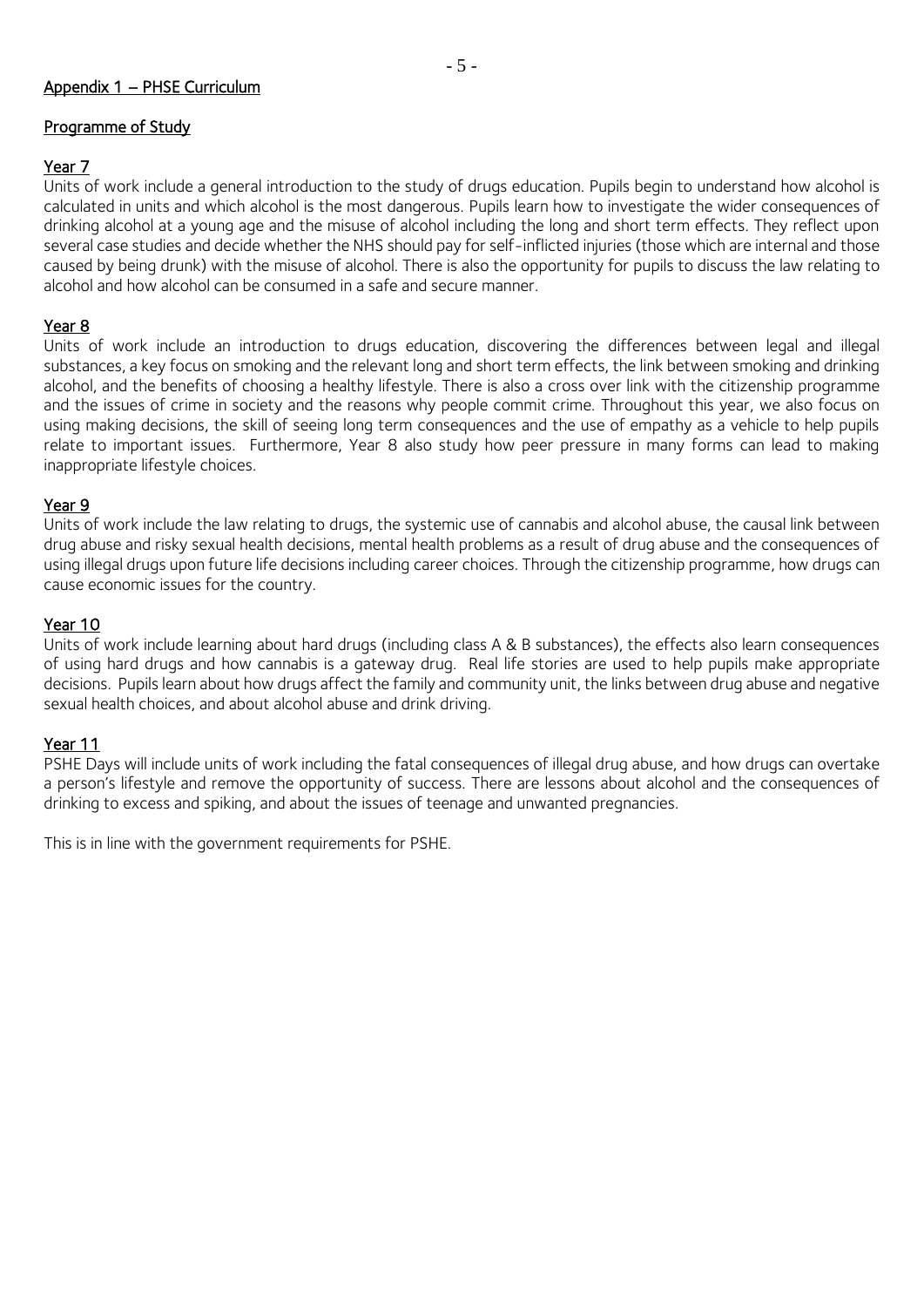## Appendix 1 – PHSE Curriculum

### Programme of Study

#### Year 7

Units of work include a general introduction to the study of drugs education. Pupils begin to understand how alcohol is calculated in units and which alcohol is the most dangerous. Pupils learn how to investigate the wider consequences of drinking alcohol at a young age and the misuse of alcohol including the long and short term effects. They reflect upon several case studies and decide whether the NHS should pay for self-inflicted injuries (those which are internal and those caused by being drunk) with the misuse of alcohol. There is also the opportunity for pupils to discuss the law relating to alcohol and how alcohol can be consumed in a safe and secure manner.

#### Year 8

Units of work include an introduction to drugs education, discovering the differences between legal and illegal substances, a key focus on smoking and the relevant long and short term effects, the link between smoking and drinking alcohol, and the benefits of choosing a healthy lifestyle. There is also a cross over link with the citizenship programme and the issues of crime in society and the reasons why people commit crime. Throughout this year, we also focus on using making decisions, the skill of seeing long term consequences and the use of empathy as a vehicle to help pupils relate to important issues. Furthermore, Year 8 also study how peer pressure in many forms can lead to making inappropriate lifestyle choices.

#### Year 9

Units of work include the law relating to drugs, the systemic use of cannabis and alcohol abuse, the causal link between drug abuse and risky sexual health decisions, mental health problems as a result of drug abuse and the consequences of using illegal drugs upon future life decisions including career choices. Through the citizenship programme, how drugs can cause economic issues for the country.

#### Year 10

Units of work include learning about hard drugs (including class A & B substances), the effects also learn consequences of using hard drugs and how cannabis is a gateway drug. Real life stories are used to help pupils make appropriate decisions. Pupils learn about how drugs affect the family and community unit, the links between drug abuse and negative sexual health choices, and about alcohol abuse and drink driving.

#### Year 11

PSHE Days will include units of work including the fatal consequences of illegal drug abuse, and how drugs can overtake a person's lifestyle and remove the opportunity of success. There are lessons about alcohol and the consequences of drinking to excess and spiking, and about the issues of teenage and unwanted pregnancies.

This is in line with the government requirements for PSHE.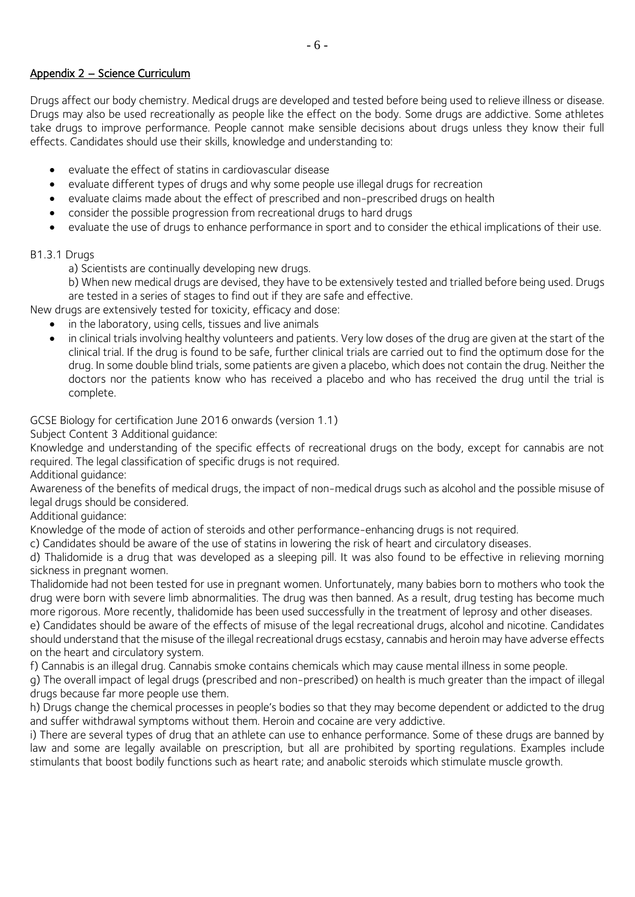## Appendix 2 – Science Curriculum

Drugs affect our body chemistry. Medical drugs are developed and tested before being used to relieve illness or disease. Drugs may also be used recreationally as people like the effect on the body. Some drugs are addictive. Some athletes take drugs to improve performance. People cannot make sensible decisions about drugs unless they know their full effects. Candidates should use their skills, knowledge and understanding to:

- evaluate the effect of statins in cardiovascular disease
- evaluate different types of drugs and why some people use illegal drugs for recreation
- evaluate claims made about the effect of prescribed and non-prescribed drugs on health
- consider the possible progression from recreational drugs to hard drugs
- evaluate the use of drugs to enhance performance in sport and to consider the ethical implications of their use.

B1.3.1 Drugs

a) Scientists are continually developing new drugs.

b) When new medical drugs are devised, they have to be extensively tested and trialled before being used. Drugs are tested in a series of stages to find out if they are safe and effective.

New drugs are extensively tested for toxicity, efficacy and dose:

- in the laboratory, using cells, tissues and live animals
- in clinical trials involving healthy volunteers and patients. Very low doses of the drug are given at the start of the clinical trial. If the drug is found to be safe, further clinical trials are carried out to find the optimum dose for the drug. In some double blind trials, some patients are given a placebo, which does not contain the drug. Neither the doctors nor the patients know who has received a placebo and who has received the drug until the trial is complete.

GCSE Biology for certification June 2016 onwards (version 1.1)

Subject Content 3 Additional guidance:

Knowledge and understanding of the specific effects of recreational drugs on the body, except for cannabis are not required. The legal classification of specific drugs is not required.

Additional guidance:

Awareness of the benefits of medical drugs, the impact of non-medical drugs such as alcohol and the possible misuse of legal drugs should be considered.

Additional guidance:

Knowledge of the mode of action of steroids and other performance-enhancing drugs is not required.

c) Candidates should be aware of the use of statins in lowering the risk of heart and circulatory diseases.

d) Thalidomide is a drug that was developed as a sleeping pill. It was also found to be effective in relieving morning sickness in pregnant women.

Thalidomide had not been tested for use in pregnant women. Unfortunately, many babies born to mothers who took the drug were born with severe limb abnormalities. The drug was then banned. As a result, drug testing has become much more rigorous. More recently, thalidomide has been used successfully in the treatment of leprosy and other diseases.

e) Candidates should be aware of the effects of misuse of the legal recreational drugs, alcohol and nicotine. Candidates should understand that the misuse of the illegal recreational drugs ecstasy, cannabis and heroin may have adverse effects on the heart and circulatory system.

f) Cannabis is an illegal drug. Cannabis smoke contains chemicals which may cause mental illness in some people.

g) The overall impact of legal drugs (prescribed and non-prescribed) on health is much greater than the impact of illegal drugs because far more people use them.

h) Drugs change the chemical processes in people's bodies so that they may become dependent or addicted to the drug and suffer withdrawal symptoms without them. Heroin and cocaine are very addictive.

i) There are several types of drug that an athlete can use to enhance performance. Some of these drugs are banned by law and some are legally available on prescription, but all are prohibited by sporting regulations. Examples include stimulants that boost bodily functions such as heart rate; and anabolic steroids which stimulate muscle growth.